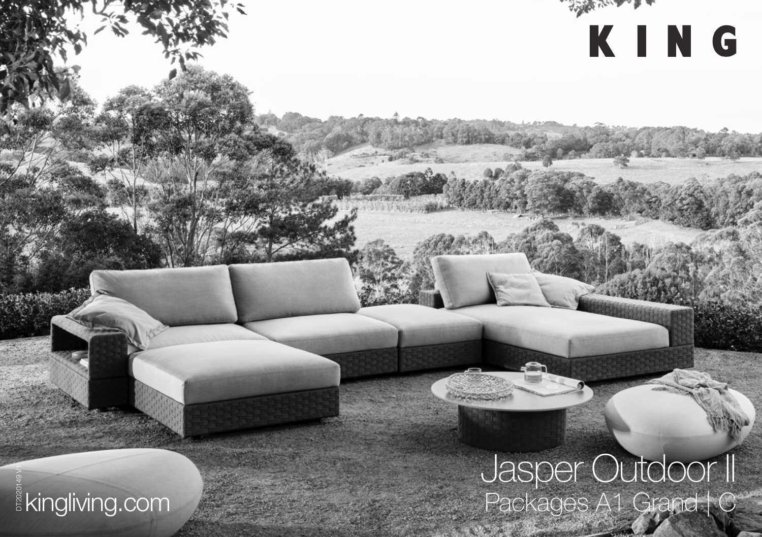KING

# Jasper Outdoor II

## Packages A1 Grand | C

kingliving.com

DT2020149 V1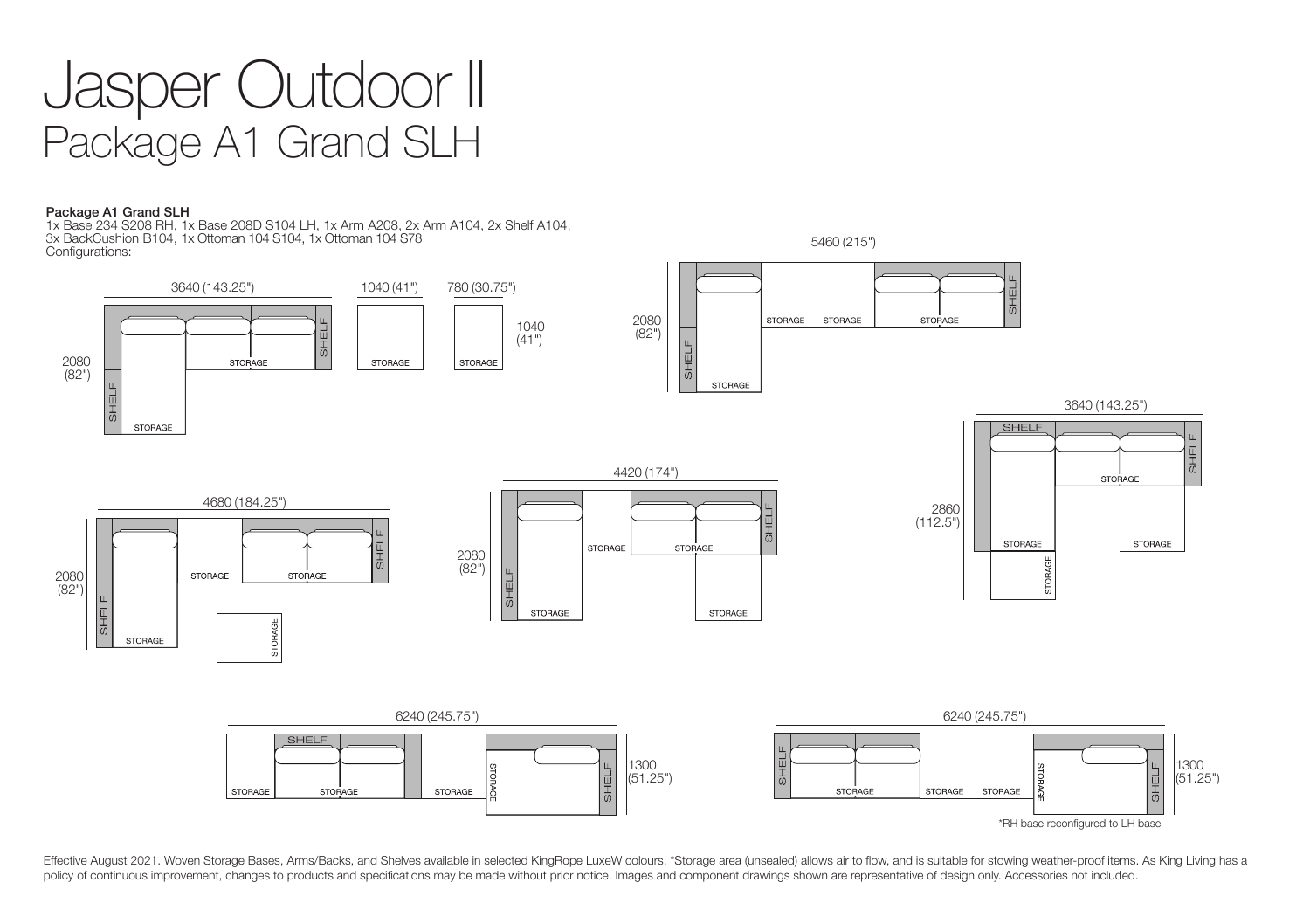# Jasper Outdoor II
## Package A1 Grand SLH

**Package A1 Grand SLH**
1x Base 234 S208 RH, 1x Base 208D S104 LH, 1x Arm A208, 2x Arm A104, 2x Shelf A104, 3x BackCushion B104, 1x Ottoman 104 S104, 1x Ottoman 104 S78
Configurations:

3640 (143.25") × 2080 (82") — SHELF, STORAGE, STORAGE, SHELF

1040 (41") — STORAGE

780 (30.75") × 1040 (41") — STORAGE

5460 (215") × 2080 (82") — SHELF, STORAGE, STORAGE, STORAGE, STORAGE, SHELF

3640 (143.25") × 2860 (112.5") — SHELF, STORAGE, SHELF, STORAGE, STORAGE, STORAGE

4680 (184.25") × 2080 (82") — SHELF, STORAGE, STORAGE, STORAGE, SHELF, STORAGE

4420 (174") × 2080 (82") — SHELF, STORAGE, STORAGE, STORAGE, SHELF, STORAGE

6240 (245.75") × 1300 (51.25") — STORAGE, SHELF, STORAGE, STORAGE, STORAGE, SHELF

6240 (245.75") × 1300 (51.25") — SHELF, STORAGE, STORAGE, STORAGE, STORAGE, SHELF

*RH base reconfigured to LH base

Effective August 2021. Woven Storage Bases, Arms/Backs, and Shelves available in selected KingRope LuxeW colours. *Storage area (unsealed) allows air to flow, and is suitable for stowing weather-proof items. As King Living has a policy of continuous improvement, changes to products and specifications may be made without prior notice. Images and component drawings shown are representative of design only. Accessories not included.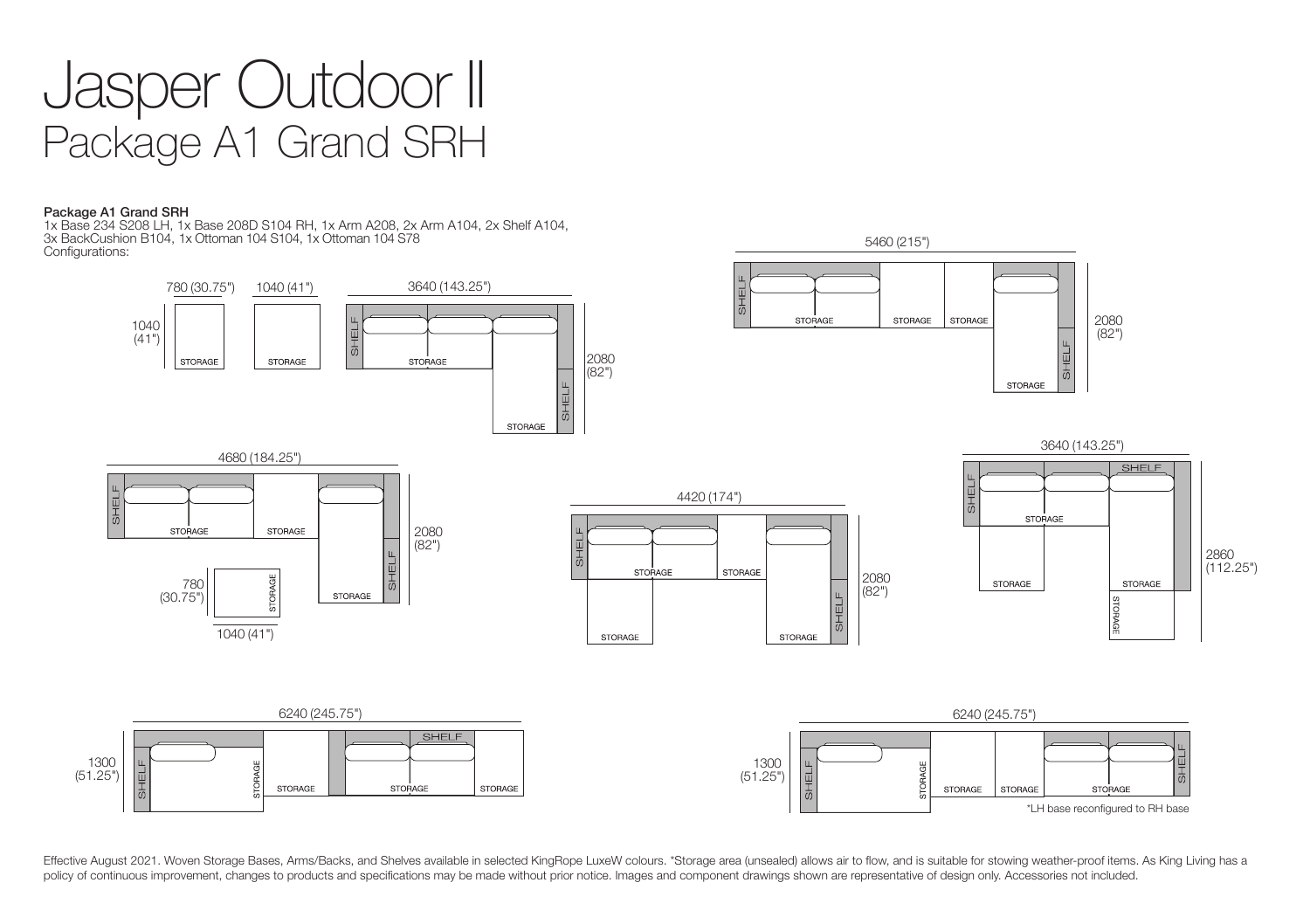# Jasper Outdoor II

## Package A1 Grand SRH

**Package A1 Grand SRH**

1x Base 234 S208 LH, 1x Base 208D S104 RH, 1x Arm A208, 2x Arm A104, 2x Shelf A104, 3x BackCushion B104, 1x Ottoman 104 S104, 1x Ottoman 104 S78

Configurations:

780 (30.75") 1040 (41") 1040 (41") STORAGE STORAGE

3640 (143.25") SHELF STORAGE SHELF STORAGE 2080 (82")

5460 (215") SHELF STORAGE STORAGE STORAGE SHELF STORAGE 2080 (82")

4680 (184.25") SHELF STORAGE STORAGE SHELF STORAGE 2080 (82") 780 (30.75") STORAGE 1040 (41")

4420 (174") SHELF STORAGE STORAGE STORAGE SHELF STORAGE 2080 (82")

3640 (143.25") SHELF SHELF STORAGE STORAGE STORAGE STORAGE 2860 (112.25")

6240 (245.75") 1300 (51.25") SHELF STORAGE STORAGE SHELF STORAGE STORAGE

6240 (245.75") 1300 (51.25") SHELF STORAGE STORAGE STORAGE STORAGE SHELF

*LH base reconfigured to RH base

Effective August 2021. Woven Storage Bases, Arms/Backs, and Shelves available in selected KingRope LuxeW colours. *Storage area (unsealed) allows air to flow, and is suitable for stowing weather-proof items. As King Living has a policy of continuous improvement, changes to products and specifications may be made without prior notice. Images and component drawings shown are representative of design only. Accessories not included.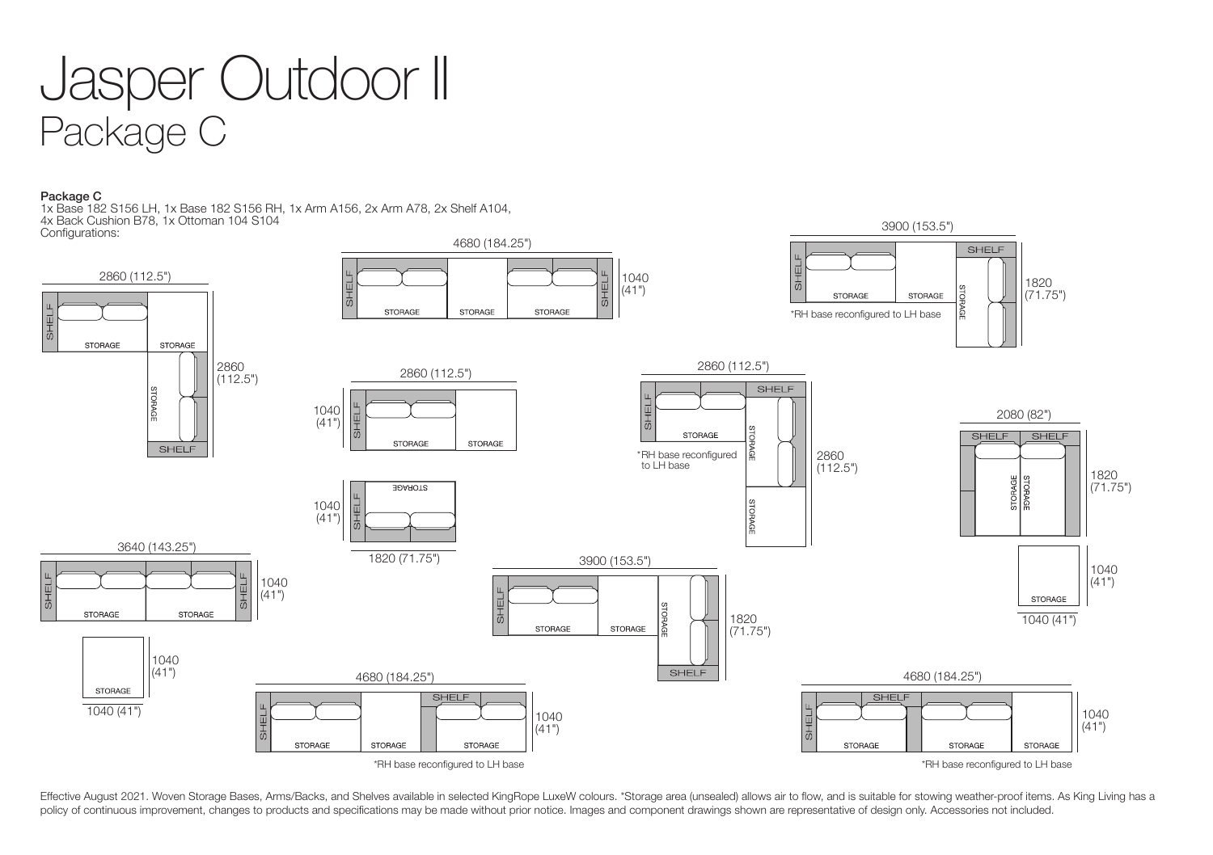# Jasper Outdoor II

## Package C

**Package C**
1x Base 182 S156 LH, 1x Base 182 S156 RH, 1x Arm A156, 2x Arm A78, 2x Shelf A104, 4x Back Cushion B78, 1x Ottoman 104 S104
Configurations:

2860 (112.5")
SHELF
STORAGE
STORAGE
2860 (112.5")
STORAGE
SHELF

4680 (184.25")
SHELF
STORAGE
STORAGE
STORAGE
SHELF
1040 (41")

3900 (153.5")
SHELF
SHELF
STORAGE
STORAGE
STORAGE
1820 (71.75")
*RH base reconfigured to LH base

2860 (112.5")
1040 (41")
SHELF
STORAGE
STORAGE

1040 (41")
SHELF
STORAGE
1820 (71.75")

2860 (112.5")
SHELF
SHELF
STORAGE
STORAGE
STORAGE
2860 (112.5")
*RH base reconfigured to LH base

2080 (82")
SHELF
SHELF
STORAGE
STORAGE
1820 (71.75")

1040 (41")
STORAGE
1040 (41")

3640 (143.25")
SHELF
STORAGE
STORAGE
SHELF
1040 (41")

1040 (41")
STORAGE
1040 (41")

3900 (153.5")
SHELF
STORAGE
STORAGE
STORAGE
SHELF
1820 (71.75")

4680 (184.25")
SHELF
SHELF
STORAGE
STORAGE
STORAGE
1040 (41")
*RH base reconfigured to LH base

4680 (184.25")
SHELF
SHELF
STORAGE
STORAGE
STORAGE
1040 (41")
*RH base reconfigured to LH base

Effective August 2021. Woven Storage Bases, Arms/Backs, and Shelves available in selected KingRope LuxeW colours. *Storage area (unsealed) allows air to flow, and is suitable for stowing weather-proof items. As King Living has a policy of continuous improvement, changes to products and specifications may be made without prior notice. Images and component drawings shown are representative of design only. Accessories not included.